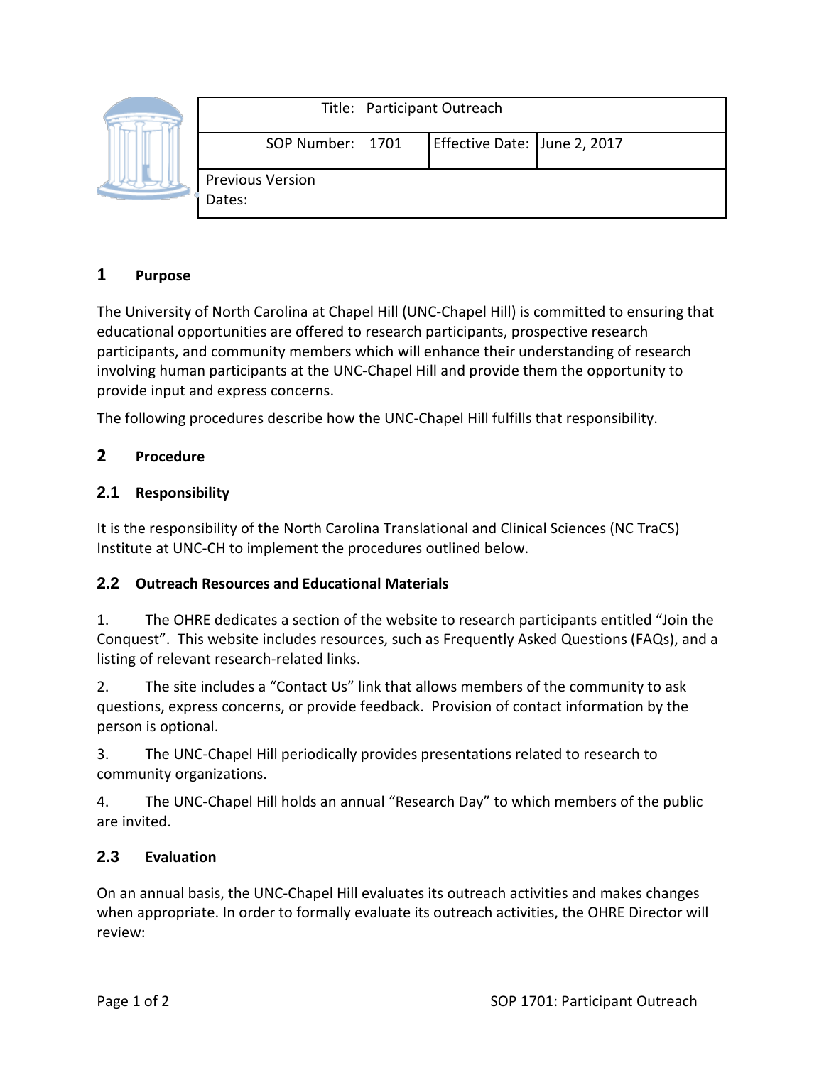| Title: | Participant Outreach | | |
|---|---|---|---|
| SOP Number: | 1701 | Effective Date: | June 2, 2017 |
| Previous Version Dates: | | | |

## 1 Purpose

The University of North Carolina at Chapel Hill (UNC-Chapel Hill) is committed to ensuring that educational opportunities are offered to research participants, prospective research participants, and community members which will enhance their understanding of research involving human participants at the UNC-Chapel Hill and provide them the opportunity to provide input and express concerns.

The following procedures describe how the UNC-Chapel Hill fulfills that responsibility.

## 2 Procedure

### 2.1 Responsibility

It is the responsibility of the North Carolina Translational and Clinical Sciences (NC TraCS) Institute at UNC-CH to implement the procedures outlined below.

### 2.2 Outreach Resources and Educational Materials

1. The OHRE dedicates a section of the website to research participants entitled "Join the Conquest". This website includes resources, such as Frequently Asked Questions (FAQs), and a listing of relevant research-related links.

2. The site includes a "Contact Us" link that allows members of the community to ask questions, express concerns, or provide feedback. Provision of contact information by the person is optional.

3. The UNC-Chapel Hill periodically provides presentations related to research to community organizations.

4. The UNC-Chapel Hill holds an annual "Research Day" to which members of the public are invited.

### 2.3 Evaluation

On an annual basis, the UNC-Chapel Hill evaluates its outreach activities and makes changes when appropriate. In order to formally evaluate its outreach activities, the OHRE Director will review: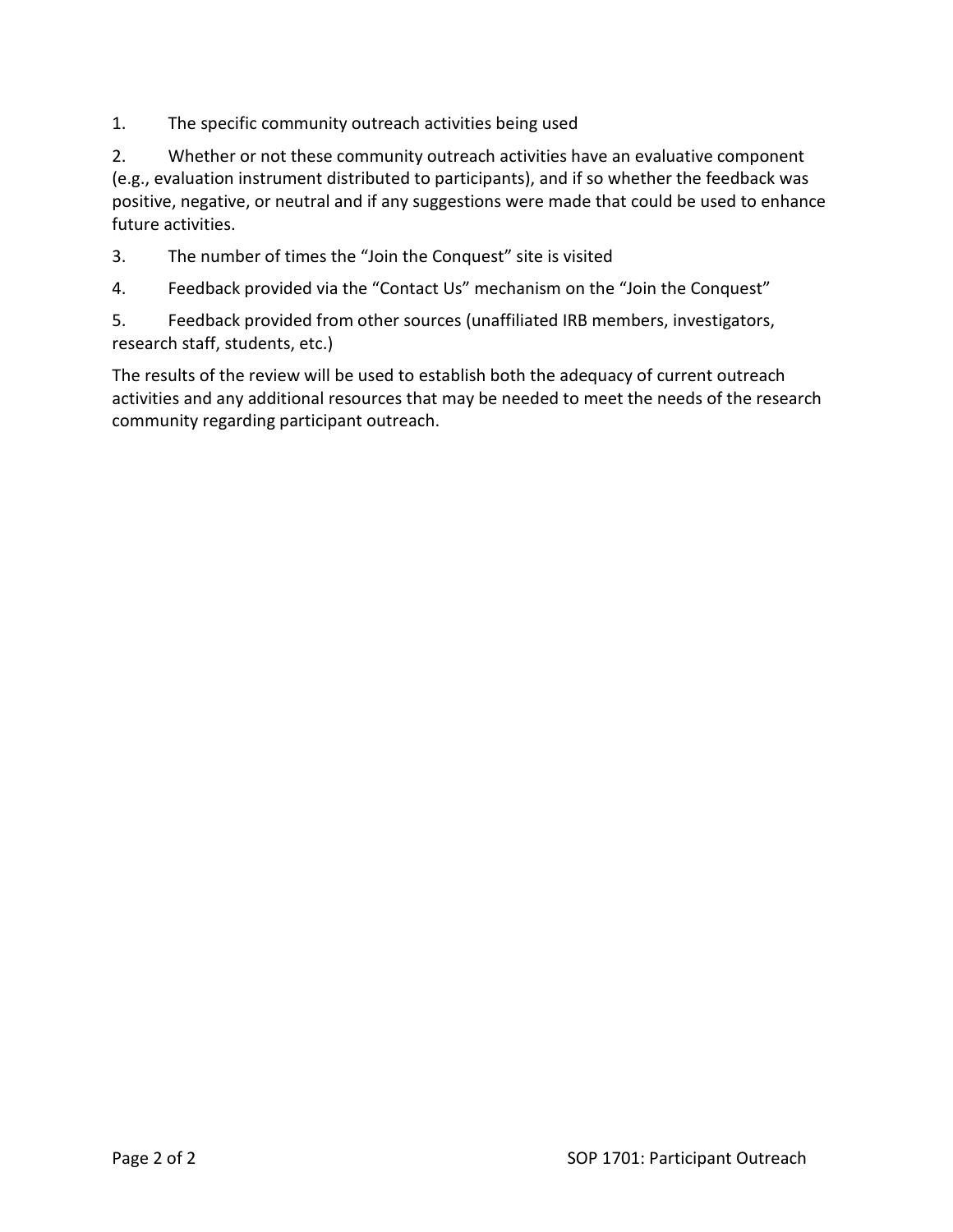1. The specific community outreach activities being used
2. Whether or not these community outreach activities have an evaluative component (e.g., evaluation instrument distributed to participants), and if so whether the feedback was positive, negative, or neutral and if any suggestions were made that could be used to enhance future activities.
3. The number of times the "Join the Conquest" site is visited
4. Feedback provided via the "Contact Us" mechanism on the "Join the Conquest"
5. Feedback provided from other sources (unaffiliated IRB members, investigators, research staff, students, etc.)

The results of the review will be used to establish both the adequacy of current outreach activities and any additional resources that may be needed to meet the needs of the research community regarding participant outreach.